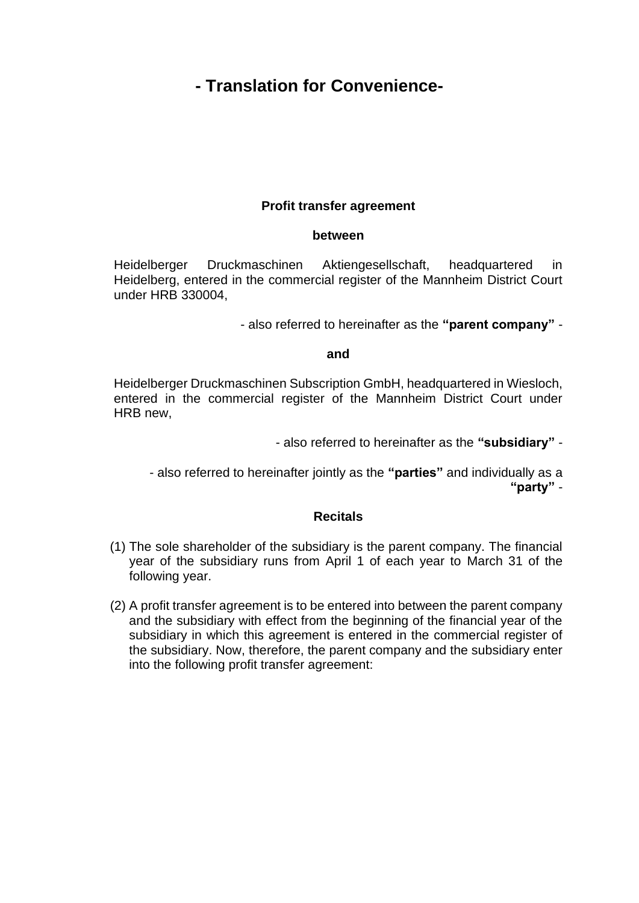# - Translation for Convenience-

**Profit transfer agreement**

**between**

Heidelberger Druckmaschinen Aktiengesellschaft, headquartered in Heidelberg, entered in the commercial register of the Mannheim District Court under HRB 330004,

- also referred to hereinafter as the **"parent company"** -

**and**

Heidelberger Druckmaschinen Subscription GmbH, headquartered in Wiesloch, entered in the commercial register of the Mannheim District Court under HRB new,

- also referred to hereinafter as the **"subsidiary"** -

- also referred to hereinafter jointly as the **"parties"** and individually as a **"party"** -

**Recitals**

(1) The sole shareholder of the subsidiary is the parent company. The financial year of the subsidiary runs from April 1 of each year to March 31 of the following year.

(2) A profit transfer agreement is to be entered into between the parent company and the subsidiary with effect from the beginning of the financial year of the subsidiary in which this agreement is entered in the commercial register of the subsidiary. Now, therefore, the parent company and the subsidiary enter into the following profit transfer agreement: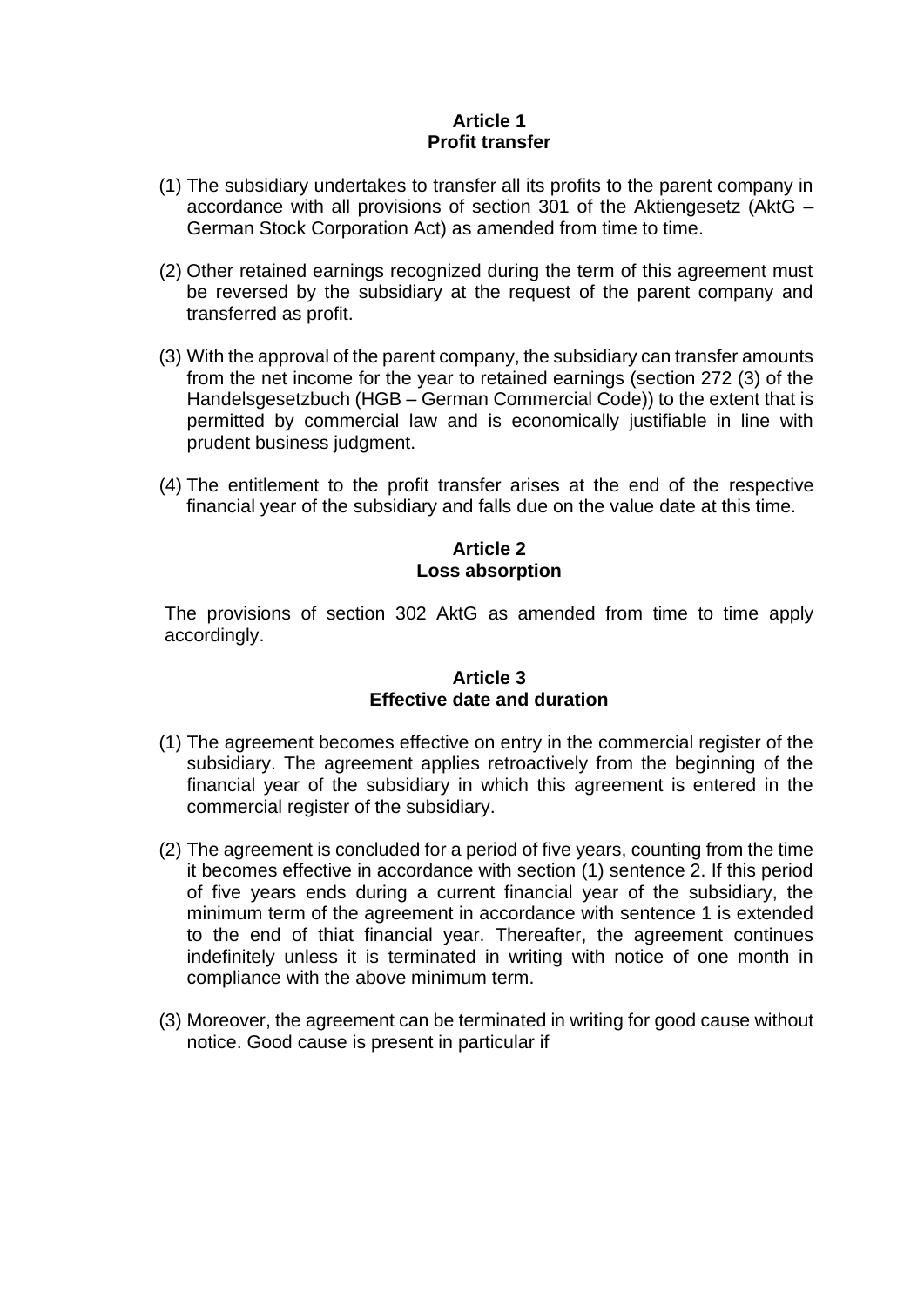**Article 1**
**Profit transfer**

(1) The subsidiary undertakes to transfer all its profits to the parent company in accordance with all provisions of section 301 of the Aktiengesetz (AktG – German Stock Corporation Act) as amended from time to time.

(2) Other retained earnings recognized during the term of this agreement must be reversed by the subsidiary at the request of the parent company and transferred as profit.

(3) With the approval of the parent company, the subsidiary can transfer amounts from the net income for the year to retained earnings (section 272 (3) of the Handelsgesetzbuch (HGB – German Commercial Code)) to the extent that is permitted by commercial law and is economically justifiable in line with prudent business judgment.

(4) The entitlement to the profit transfer arises at the end of the respective financial year of the subsidiary and falls due on the value date at this time.

**Article 2**
**Loss absorption**

The provisions of section 302 AktG as amended from time to time apply accordingly.

**Article 3**
**Effective date and duration**

(1) The agreement becomes effective on entry in the commercial register of the subsidiary. The agreement applies retroactively from the beginning of the financial year of the subsidiary in which this agreement is entered in the commercial register of the subsidiary.

(2) The agreement is concluded for a period of five years, counting from the time it becomes effective in accordance with section (1) sentence 2. If this period of five years ends during a current financial year of the subsidiary, the minimum term of the agreement in accordance with sentence 1 is extended to the end of thiat financial year. Thereafter, the agreement continues indefinitely unless it is terminated in writing with notice of one month in compliance with the above minimum term.

(3) Moreover, the agreement can be terminated in writing for good cause without notice. Good cause is present in particular if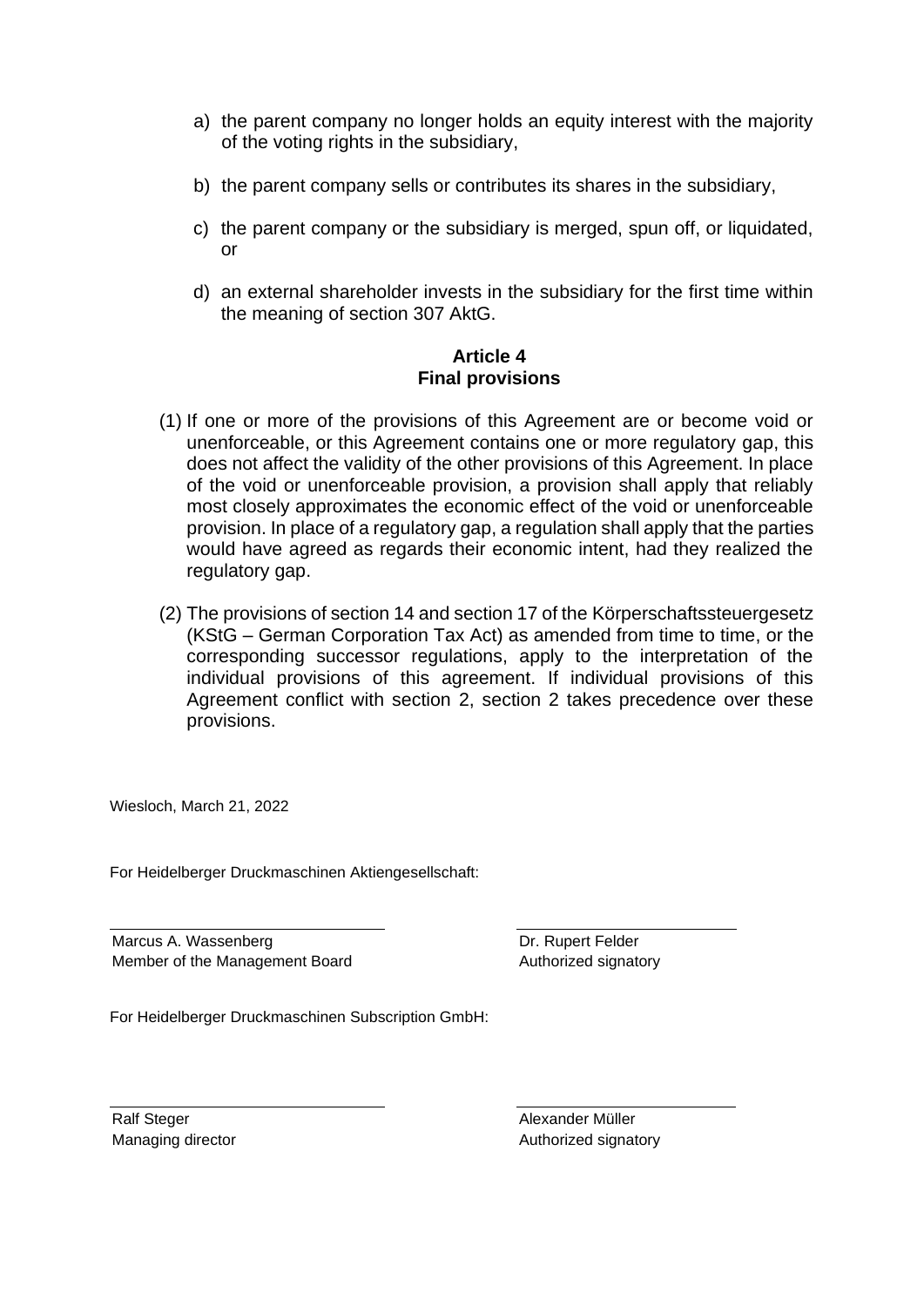a) the parent company no longer holds an equity interest with the majority of the voting rights in the subsidiary,

b) the parent company sells or contributes its shares in the subsidiary,

c) the parent company or the subsidiary is merged, spun off, or liquidated, or

d) an external shareholder invests in the subsidiary for the first time within the meaning of section 307 AktG.

## Article 4
## Final provisions

(1) If one or more of the provisions of this Agreement are or become void or unenforceable, or this Agreement contains one or more regulatory gap, this does not affect the validity of the other provisions of this Agreement. In place of the void or unenforceable provision, a provision shall apply that reliably most closely approximates the economic effect of the void or unenforceable provision. In place of a regulatory gap, a regulation shall apply that the parties would have agreed as regards their economic intent, had they realized the regulatory gap.

(2) The provisions of section 14 and section 17 of the Körperschaftssteuergesetz (KStG – German Corporation Tax Act) as amended from time to time, or the corresponding successor regulations, apply to the interpretation of the individual provisions of this agreement. If individual provisions of this Agreement conflict with section 2, section 2 takes precedence over these provisions.

Wiesloch, March 21, 2022

For Heidelberger Druckmaschinen Aktiengesellschaft:

| | |
|---|---|
| Marcus A. Wassenberg<br>Member of the Management Board | Dr. Rupert Felder<br>Authorized signatory |

For Heidelberger Druckmaschinen Subscription GmbH:

| | |
|---|---|
| Ralf Steger<br>Managing director | Alexander Müller<br>Authorized signatory |